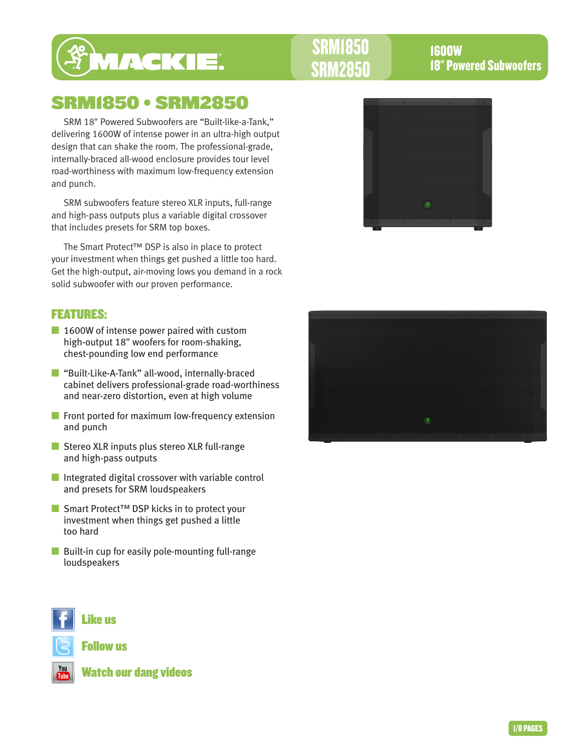SRM1850
SRM2850

1600W
18" Powered Subwoofers

# SRM1850 • SRM2850

SRM 18" Powered Subwoofers are "Built-like-a-Tank," delivering 1600W of intense power in an ultra-high output design that can shake the room. The professional-grade, internally-braced all-wood enclosure provides tour level road-worthiness with maximum low-frequency extension and punch.

SRM subwoofers feature stereo XLR inputs, full-range and high-pass outputs plus a variable digital crossover that includes presets for SRM top boxes.

The Smart Protect™ DSP is also in place to protect your investment when things get pushed a little too hard. Get the high-output, air-moving lows you demand in a rock solid subwoofer with our proven performance.

## FEATURES:

- 1600W of intense power paired with custom high-output 18" woofers for room-shaking, chest-pounding low end performance
- "Built-Like-A-Tank" all-wood, internally-braced cabinet delivers professional-grade road-worthiness and near-zero distortion, even at high volume
- Front ported for maximum low-frequency extension and punch
- Stereo XLR inputs plus stereo XLR full-range and high-pass outputs
- Integrated digital crossover with variable control and presets for SRM loudspeakers
- Smart Protect™ DSP kicks in to protect your investment when things get pushed a little too hard
- Built-in cup for easily pole-mounting full-range loudspeakers

Like us

Follow us

Watch our dang videos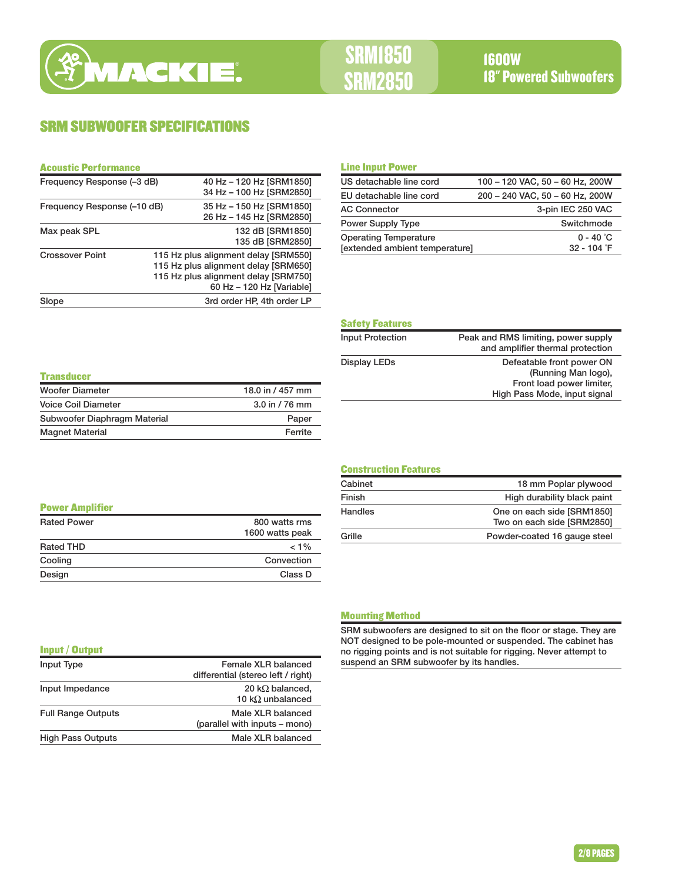# MACKIE. SRM1850 SRM2850

## 1600W 18" Powered Subwoofers

## SRM SUBWOOFER SPECIFICATIONS

### Acoustic Performance

| | |
|---|---|
| Frequency Response (–3 dB) | 40 Hz – 120 Hz [SRM1850]<br>34 Hz – 100 Hz [SRM2850] |
| Frequency Response (–10 dB) | 35 Hz – 150 Hz [SRM1850]<br>26 Hz – 145 Hz [SRM2850] |
| Max peak SPL | 132 dB [SRM1850]<br>135 dB [SRM2850] |
| Crossover Point | 115 Hz plus alignment delay [SRM550]<br>115 Hz plus alignment delay [SRM650]<br>115 Hz plus alignment delay [SRM750]<br>60 Hz – 120 Hz [Variable] |
| Slope | 3rd order HP, 4th order LP |

### Transducer

| | |
|---|---|
| Woofer Diameter | 18.0 in / 457 mm |
| Voice Coil Diameter | 3.0 in / 76 mm |
| Subwoofer Diaphragm Material | Paper |
| Magnet Material | Ferrite |

### Power Amplifier

| | |
|---|---|
| Rated Power | 800 watts rms<br>1600 watts peak |
| Rated THD | < 1% |
| Cooling | Convection |
| Design | Class D |

### Input / Output

| | |
|---|---|
| Input Type | Female XLR balanced<br>differential (stereo left / right) |
| Input Impedance | 20 kΩ balanced,<br>10 kΩ unbalanced |
| Full Range Outputs | Male XLR balanced<br>(parallel with inputs – mono) |
| High Pass Outputs | Male XLR balanced |

### Line Input Power

| | |
|---|---|
| US detachable line cord | 100 – 120 VAC, 50 – 60 Hz, 200W |
| EU detachable line cord | 200 – 240 VAC, 50 – 60 Hz, 200W |
| AC Connector | 3-pin IEC 250 VAC |
| Power Supply Type | Switchmode |
| Operating Temperature<br>[extended ambient temperature] | 0 - 40 °C<br>32 - 104 °F |

### Safety Features

| | |
|---|---|
| Input Protection | Peak and RMS limiting, power supply and amplifier thermal protection |
| Display LEDs | Defeatable front power ON (Running Man logo), Front load power limiter, High Pass Mode, input signal |

### Construction Features

| | |
|---|---|
| Cabinet | 18 mm Poplar plywood |
| Finish | High durability black paint |
| Handles | One on each side [SRM1850]<br>Two on each side [SRM2850] |
| Grille | Powder-coated 16 gauge steel |

### Mounting Method

SRM subwoofers are designed to sit on the floor or stage. They are NOT designed to be pole-mounted or suspended. The cabinet has no rigging points and is not suitable for rigging. Never attempt to suspend an SRM subwoofer by its handles.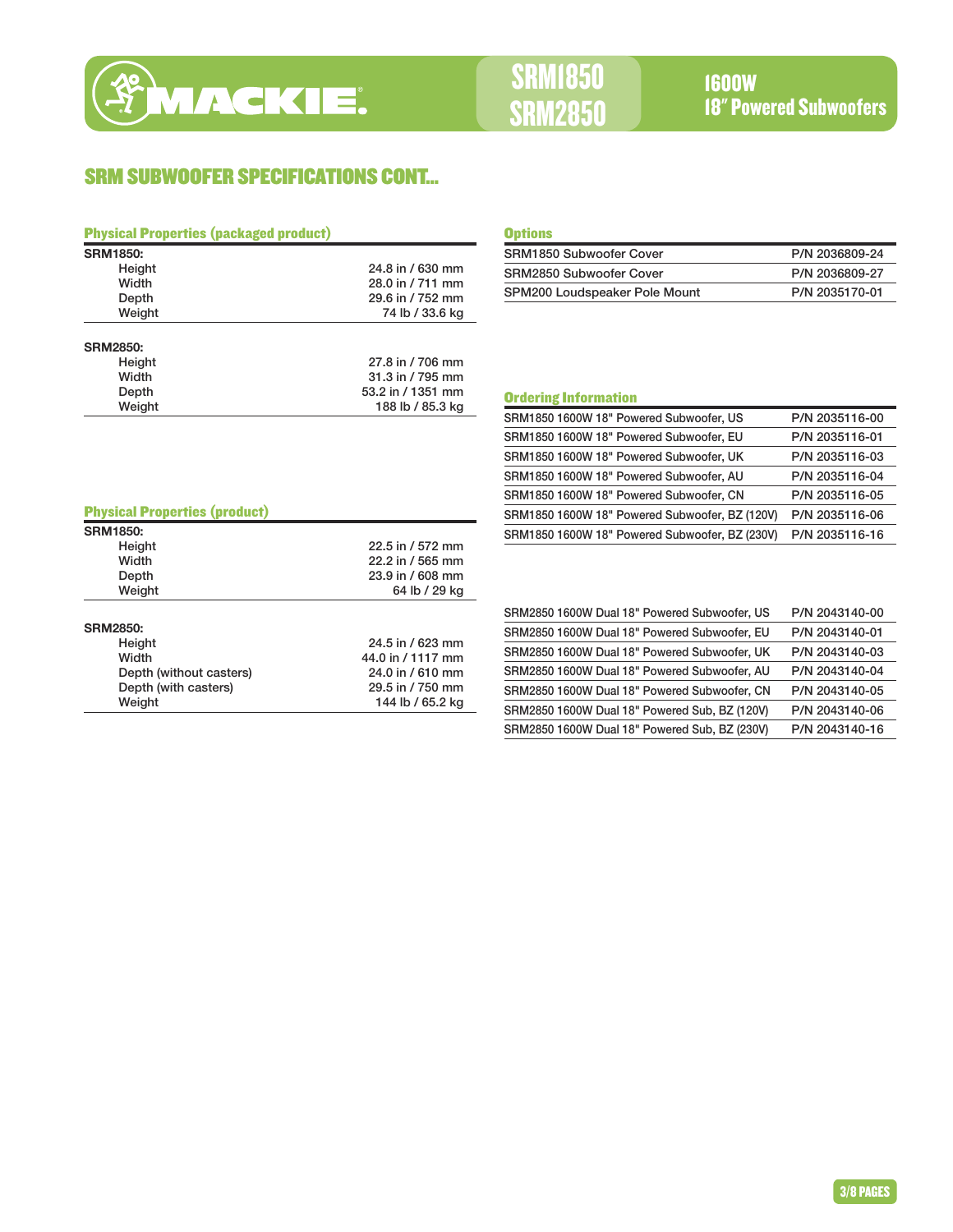## SRM SUBWOOFER SPECIFICATIONS CONT...

### Physical Properties (packaged product)

**SRM1850:**

| | |
|---|---|
| Height | 24.8 in / 630 mm |
| Width | 28.0 in / 711 mm |
| Depth | 29.6 in / 752 mm |
| Weight | 74 lb / 33.6 kg |

**SRM2850:**

| | |
|---|---|
| Height | 27.8 in / 706 mm |
| Width | 31.3 in / 795 mm |
| Depth | 53.2 in / 1351 mm |
| Weight | 188 lb / 85.3 kg |

### Physical Properties (product)

**SRM1850:**

| | |
|---|---|
| Height | 22.5 in / 572 mm |
| Width | 22.2 in / 565 mm |
| Depth | 23.9 in / 608 mm |
| Weight | 64 lb / 29 kg |

**SRM2850:**

| | |
|---|---|
| Height | 24.5 in / 623 mm |
| Width | 44.0 in / 1117 mm |
| Depth (without casters) | 24.0 in / 610 mm |
| Depth (with casters) | 29.5 in / 750 mm |
| Weight | 144 lb / 65.2 kg |

### Options

| | |
|---|---|
| SRM1850 Subwoofer Cover | P/N 2036809-24 |
| SRM2850 Subwoofer Cover | P/N 2036809-27 |
| SPM200 Loudspeaker Pole Mount | P/N 2035170-01 |

### Ordering Information

| | |
|---|---|
| SRM1850 1600W 18" Powered Subwoofer, US | P/N 2035116-00 |
| SRM1850 1600W 18" Powered Subwoofer, EU | P/N 2035116-01 |
| SRM1850 1600W 18" Powered Subwoofer, UK | P/N 2035116-03 |
| SRM1850 1600W 18" Powered Subwoofer, AU | P/N 2035116-04 |
| SRM1850 1600W 18" Powered Subwoofer, CN | P/N 2035116-05 |
| SRM1850 1600W 18" Powered Subwoofer, BZ (120V) | P/N 2035116-06 |
| SRM1850 1600W 18" Powered Subwoofer, BZ (230V) | P/N 2035116-16 |

| | |
|---|---|
| SRM2850 1600W Dual 18" Powered Subwoofer, US | P/N 2043140-00 |
| SRM2850 1600W Dual 18" Powered Subwoofer, EU | P/N 2043140-01 |
| SRM2850 1600W Dual 18" Powered Subwoofer, UK | P/N 2043140-03 |
| SRM2850 1600W Dual 18" Powered Subwoofer, AU | P/N 2043140-04 |
| SRM2850 1600W Dual 18" Powered Subwoofer, CN | P/N 2043140-05 |
| SRM2850 1600W Dual 18" Powered Sub, BZ (120V) | P/N 2043140-06 |
| SRM2850 1600W Dual 18" Powered Sub, BZ (230V) | P/N 2043140-16 |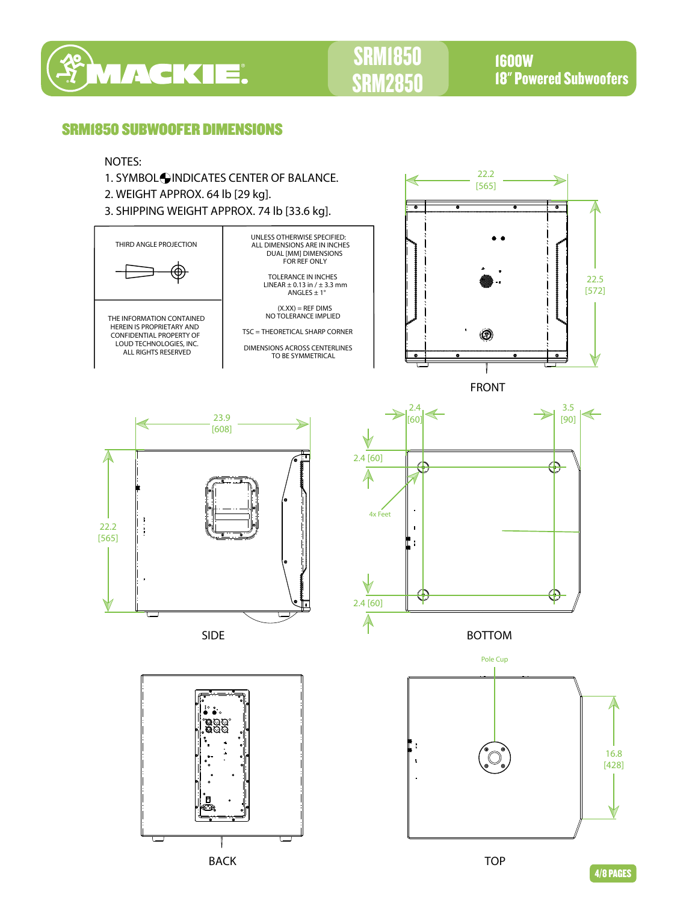## SRM1850 SUBWOOFER DIMENSIONS

NOTES:

1. SYMBOL ◐ INDICATES CENTER OF BALANCE.
2. WEIGHT APPROX. 64 lb [29 kg].
3. SHIPPING WEIGHT APPROX. 74 lb [33.6 kg].

| THIRD ANGLE PROJECTION | UNLESS OTHERWISE SPECIFIED: ALL DIMENSIONS ARE IN INCHES DUAL [MM] DIMENSIONS FOR REF ONLY<br><br>TOLERANCE IN INCHES LINEAR ± 0.13 in / ± 3.3 mm ANGLES ± 1° |
| --- | --- |
| THE INFORMATION CONTAINED HEREIN IS PROPRIETARY AND CONFIDENTIAL PROPERTY OF LOUD TECHNOLOGIES, INC. ALL RIGHTS RESERVED | (X.XX) = REF DIMS NO TOLERANCE IMPLIED<br><br>TSC = THEORETICAL SHARP CORNER<br><br>DIMENSIONS ACROSS CENTERLINES TO BE SYMMETRICAL |

FRONT: 22.2 [565] wide, 22.5 [572] high

SIDE: 23.9 [608] deep, 22.2 [565] high

BOTTOM: 2.4 [60], 3.5 [90], 2.4 [60], 2.4 [60], 4x Feet

BACK

TOP: Pole Cup, 16.8 [428]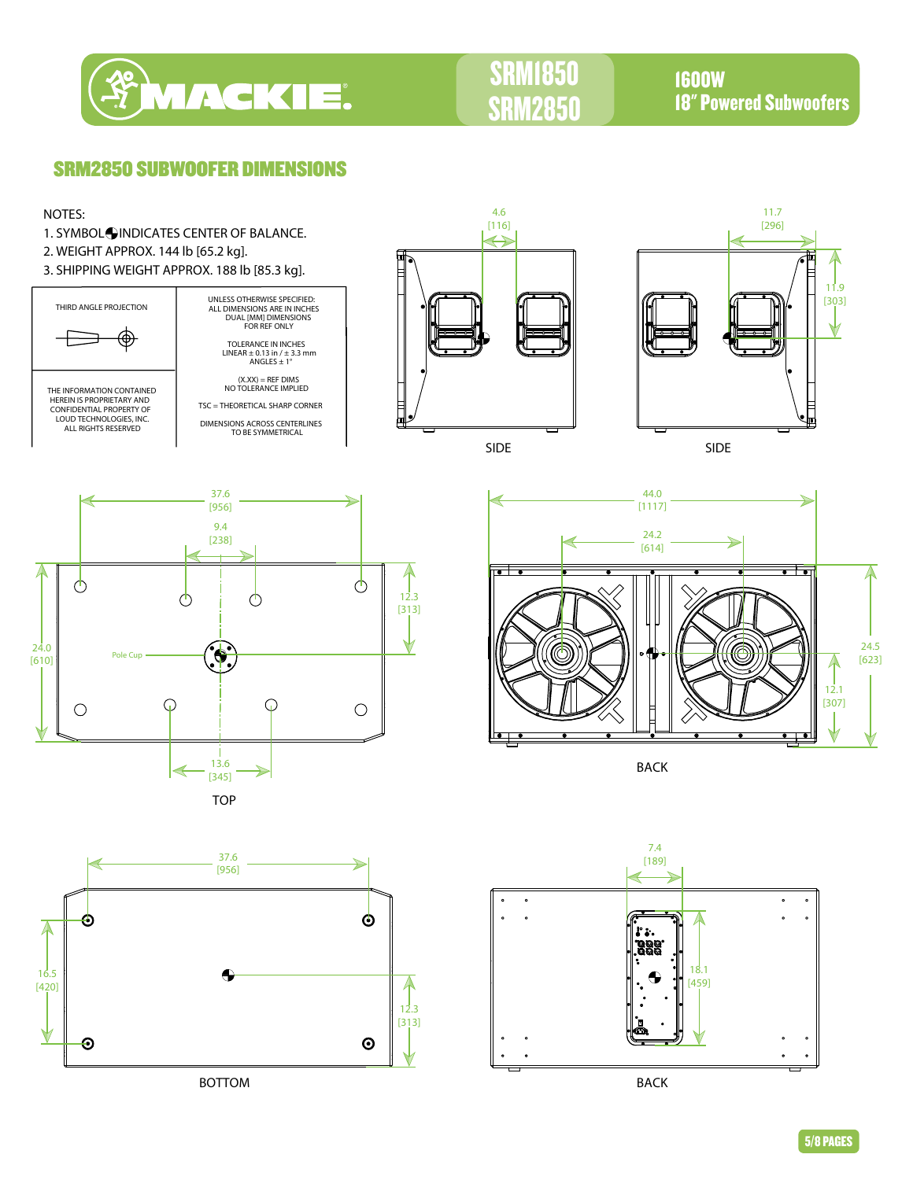**SRM1850 / SRM2850** — **1600W 18" Powered Subwoofers**

## SRM2850 SUBWOOFER DIMENSIONS

NOTES:

1. SYMBOL ◐ INDICATES CENTER OF BALANCE.
2. WEIGHT APPROX. 144 lb [65.2 kg].
3. SHIPPING WEIGHT APPROX. 188 lb [85.3 kg].

| THIRD ANGLE PROJECTION | UNLESS OTHERWISE SPECIFIED: ALL DIMENSIONS ARE IN INCHES DUAL [MM] DIMENSIONS FOR REF ONLY<br><br>TOLERANCE IN INCHES LINEAR ± 0.13 in / ± 3.3 mm ANGLES ± 1°<br><br>(X.XX) = REF DIMS NO TOLERANCE IMPLIED<br><br>TSC = THEORETICAL SHARP CORNER<br><br>DIMENSIONS ACROSS CENTERLINES TO BE SYMMETRICAL |
|---|---|
| THE INFORMATION CONTAINED HEREIN IS PROPRIETARY AND CONFIDENTIAL PROPERTY OF LOUD TECHNOLOGIES, INC. ALL RIGHTS RESERVED | |

**SIDE**: 4.6 [116]

**SIDE**: 11.7 [296], 11.9 [303]

**TOP**: 37.6 [956], 9.4 [238], 12.3 [313], 24.0 [610], 13.6 [345], Pole Cup

**BACK**: 44.0 [1117], 24.2 [614], 24.5 [623], 12.1 [307]

**BOTTOM**: 37.6 [956], 16.5 [420], 12.3 [313]

**BACK**: 7.4 [189], 18.1 [459]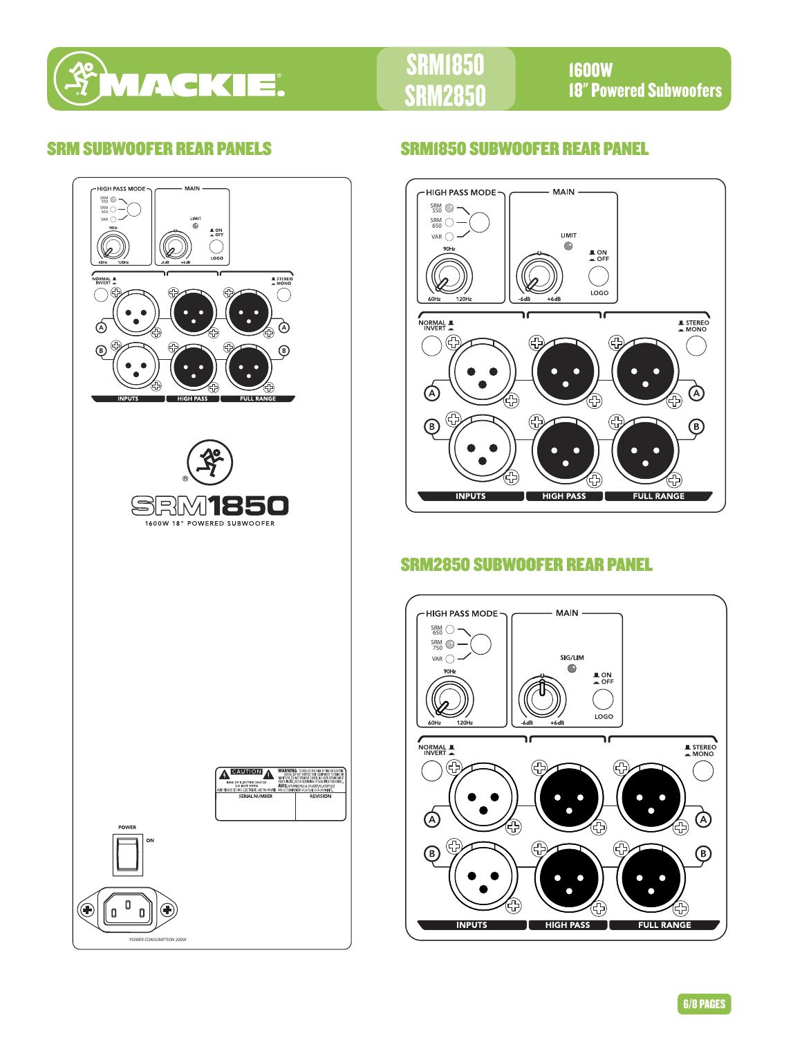# MACKIE. SRM1850 SRM2850

**1600W**
**18" Powered Subwoofers**

## SRM SUBWOOFER REAR PANELS

HIGH PASS MODE
SRM 550
SRM 650
VAR
90Hz
60Hz 120Hz

MAIN
LIMIT
ON / OFF
LOGO
-6dB +6dB

NORMAL / INVERT
STEREO / MONO
A
B
INPUTS
HIGH PASS
FULL RANGE

SRM1850
1600W 18" POWERED SUBWOOFER

CAUTION
RISK OF ELECTRIC SHOCK DO NOT OPEN
SERIAL NUMBER
REVISION

POWER
ON

POWER CONSUMPTION 200W

## SRM1850 SUBWOOFER REAR PANEL

HIGH PASS MODE
SRM 550
SRM 650
VAR
90Hz
60Hz 120Hz

MAIN
LIMIT
ON / OFF
LOGO
-6dB +6dB

NORMAL / INVERT
STEREO / MONO
A
B
INPUTS
HIGH PASS
FULL RANGE

## SRM2850 SUBWOOFER REAR PANEL

HIGH PASS MODE
SRM 650
SRM 750
VAR
90Hz
60Hz 120Hz

MAIN
SIG/LIM
ON / OFF
LOGO
-6dB +6dB

NORMAL / INVERT
STEREO / MONO
A
B
INPUTS
HIGH PASS
FULL RANGE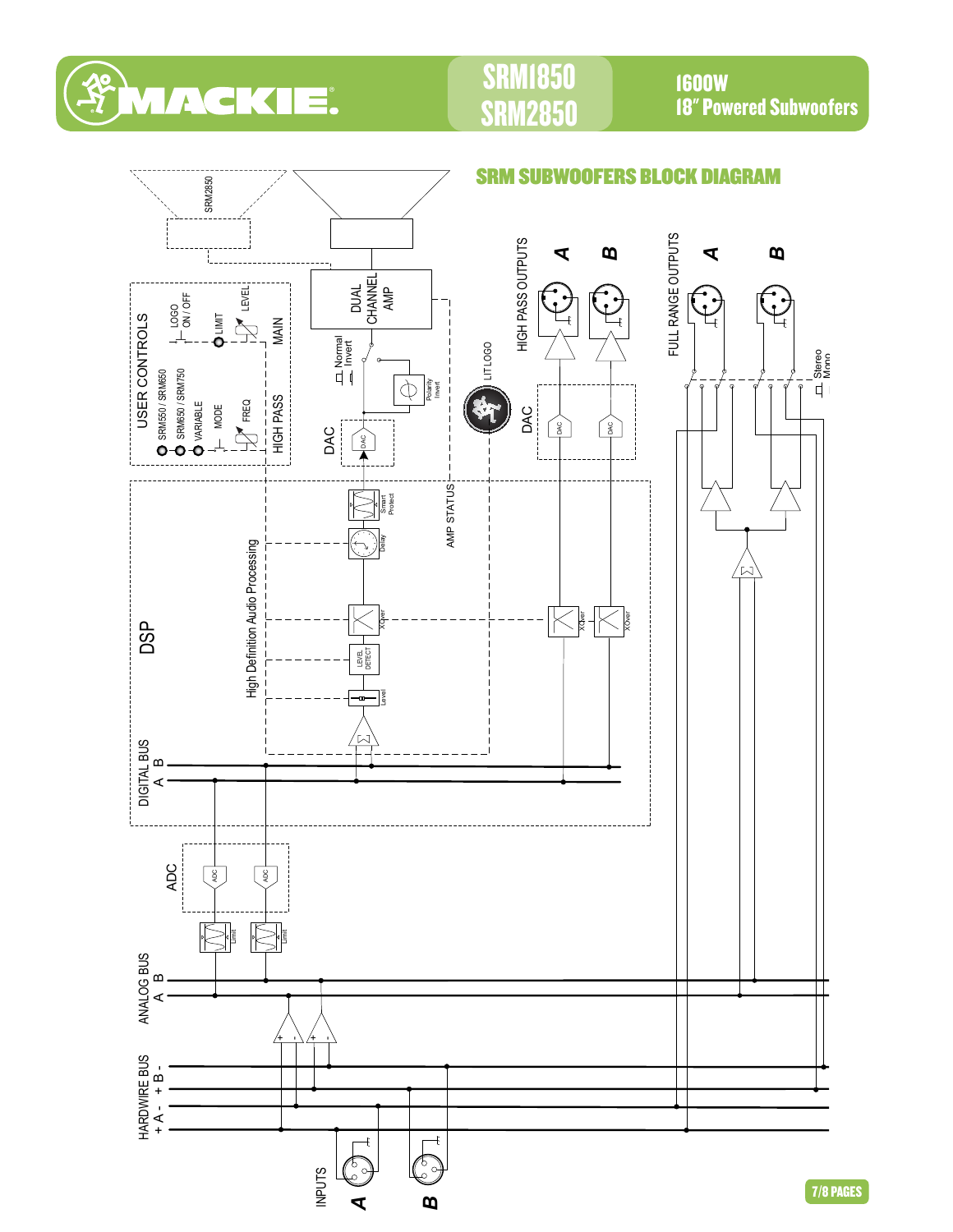# SRM1850 SRM2850

**1600W 18" Powered Subwoofers**

## SRM SUBWOOFERS BLOCK DIAGRAM

SRM2850

DUAL CHANNEL AMP

USER CONTROLS

LOGO ON / OFF

LIMIT

LEVEL

MAIN

SRM550 / SRM650

SRM650 / SRM750

VARIABLE

MODE

FREQ

HIGH PASS

Normal

Invert

Polarity Invert

DAC

LIT LOGO

HIGH PASS OUTPUTS

A

B

FULL RANGE OUTPUTS

A

B

Stereo

Mono

DSP

High Definition Audio Processing

Smart Protect

Delay

AMP STATUS

XOver

LEVEL DETECT

Level

DIGITAL BUS

B

A

ADC

Limit

ANALOG BUS

B

A

HARDWIRE BUS

+ A - + B -

INPUTS

A

B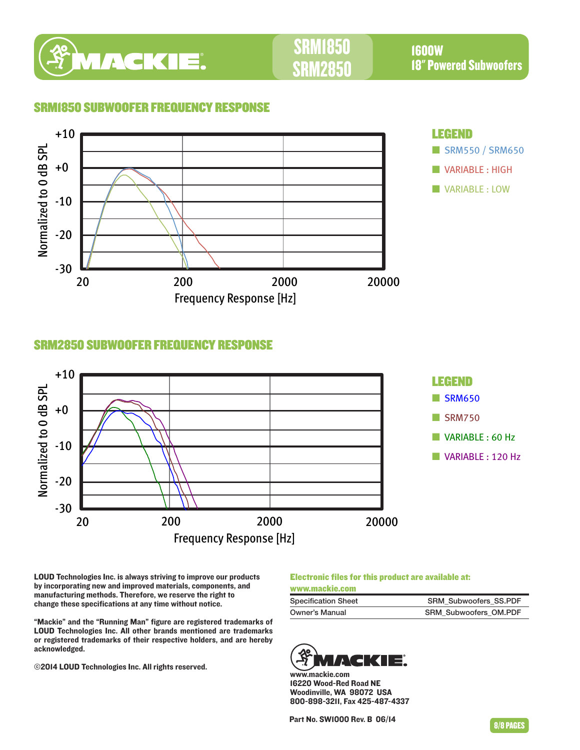# SRM1850 SRM2850

**1600W**
**18" Powered Subwoofers**

## SRM1850 SUBWOOFER FREQUENCY RESPONSE

+10
+0
-10
-20
-30
Normalized to 0 dB SPL
20
200
2000
20000
Frequency Response [Hz]

**LEGEND**
- SRM550 / SRM650
- VARIABLE : HIGH
- VARIABLE : LOW

## SRM2850 SUBWOOFER FREQUENCY RESPONSE

+10
+0
-10
-20
-30
Normalized to 0 dB SPL
20
200
2000
20000
Frequency Response [Hz]

**LEGEND**
- SRM650
- SRM750
- VARIABLE : 60 Hz
- VARIABLE : 120 Hz

**LOUD Technologies Inc. is always striving to improve our products by incorporating new and improved materials, components, and manufacturing methods. Therefore, we reserve the right to change these specifications at any time without notice.**

**"Mackie" and the "Running Man" figure are registered trademarks of LOUD Technologies Inc. All other brands mentioned are trademarks or registered trademarks of their respective holders, and are hereby acknowledged.**

**©2014 LOUD Technologies Inc. All rights reserved.**

**Electronic files for this product are available at:**
**www.mackie.com**

| | |
|---|---|
| Specification Sheet | SRM_Subwoofers_SS.PDF |
| Owner's Manual | SRM_Subwoofers_OM.PDF |

**www.mackie.com**
**16220 Wood-Red Road NE**
**Woodinville, WA 98072 USA**
**800-898-3211, Fax 425-487-4337**

**Part No. SW1000 Rev. B 06/14**